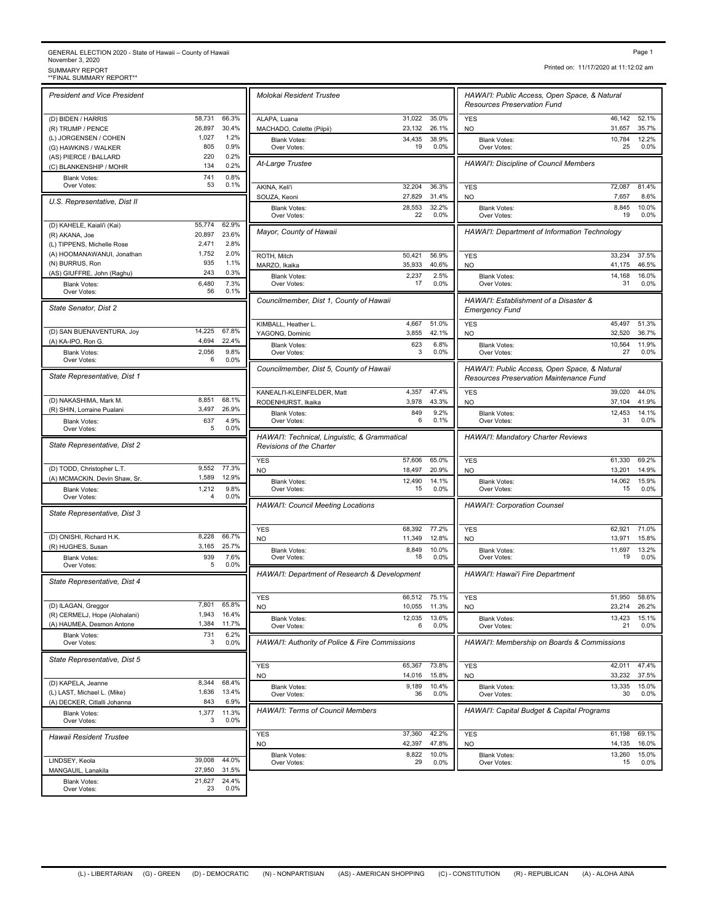GENERAL ELECTION 2020 - State of Hawaii – County of Hawaii
November 3, 2020
SUMMARY REPORT
**FINAL SUMMARY REPORT**

Printed on: 11/17/2020 at 11:12:02 am

### President and Vice President

| Candidate | Votes | % |
|---|---|---|
| (D) BIDEN / HARRIS | 58,731 | 66.3% |
| (R) TRUMP / PENCE | 26,897 | 30.4% |
| (L) JORGENSEN / COHEN | 1,027 | 1.2% |
| (G) HAWKINS / WALKER | 805 | 0.9% |
| (AS) PIERCE / BALLARD | 220 | 0.2% |
| (C) BLANKENSHIP / MOHR | 134 | 0.2% |
| Blank Votes: | 741 | 0.8% |
| Over Votes: | 53 | 0.1% |

### U.S. Representative, Dist II

| Candidate | Votes | % |
|---|---|---|
| (D) KAHELE, Kaiali'i (Kai) | 55,774 | 62.9% |
| (R) AKANA, Joe | 20,897 | 23.6% |
| (L) TIPPENS, Michelle Rose | 2,471 | 2.8% |
| (A) HOOMANAWANUI, Jonathan | 1,752 | 2.0% |
| (N) BURRUS, Ron | 935 | 1.1% |
| (AS) GIUFFRE, John (Raghu) | 243 | 0.3% |
| Blank Votes: | 6,480 | 7.3% |
| Over Votes: | 56 | 0.1% |

### State Senator, Dist 2

| Candidate | Votes | % |
|---|---|---|
| (D) SAN BUENAVENTURA, Joy | 14,225 | 67.8% |
| (A) KA-IPO, Ron G. | 4,694 | 22.4% |
| Blank Votes: | 2,056 | 9.8% |
| Over Votes: | 6 | 0.0% |

### State Representative, Dist 1

| Candidate | Votes | % |
|---|---|---|
| (D) NAKASHIMA, Mark M. | 8,851 | 68.1% |
| (R) SHIN, Lorraine Pualani | 3,497 | 26.9% |
| Blank Votes: | 637 | 4.9% |
| Over Votes: | 5 | 0.0% |

### State Representative, Dist 2

| Candidate | Votes | % |
|---|---|---|
| (D) TODD, Christopher L.T. | 9,552 | 77.3% |
| (A) MCMACKIN, Devin Shaw, Sr. | 1,589 | 12.9% |
| Blank Votes: | 1,212 | 9.8% |
| Over Votes: | 4 | 0.0% |

### State Representative, Dist 3

| Candidate | Votes | % |
|---|---|---|
| (D) ONISHI, Richard H.K. | 8,228 | 66.7% |
| (R) HUGHES, Susan | 3,165 | 25.7% |
| Blank Votes: | 939 | 7.6% |
| Over Votes: | 5 | 0.0% |

### State Representative, Dist 4

| Candidate | Votes | % |
|---|---|---|
| (D) ILAGAN, Greggor | 7,801 | 65.8% |
| (R) CERMELJ, Hope (Alohalani) | 1,943 | 16.4% |
| (A) HAUMEA, Desmon Antone | 1,384 | 11.7% |
| Blank Votes: | 731 | 6.2% |
| Over Votes: | 3 | 0.0% |

### State Representative, Dist 5

| Candidate | Votes | % |
|---|---|---|
| (D) KAPELA, Jeanne | 8,344 | 68.4% |
| (L) LAST, Michael L. (Mike) | 1,636 | 13.4% |
| (A) DECKER, Citlalli Johanna | 843 | 6.9% |
| Blank Votes: | 1,377 | 11.3% |
| Over Votes: | 3 | 0.0% |

### Hawaii Resident Trustee

| Candidate | Votes | % |
|---|---|---|
| LINDSEY, Keola | 39,008 | 44.0% |
| MANGAUIL, Lanakila | 27,950 | 31.5% |
| Blank Votes: | 21,627 | 24.4% |
| Over Votes: | 23 | 0.0% |

### Molokai Resident Trustee

| Candidate | Votes | % |
|---|---|---|
| ALAPA, Luana | 31,022 | 35.0% |
| MACHADO, Colette (Piipii) | 23,132 | 26.1% |
| Blank Votes: | 34,435 | 38.9% |
| Over Votes: | 19 | 0.0% |

### At-Large Trustee

| Candidate | Votes | % |
|---|---|---|
| AKINA, Keli'i | 32,204 | 36.3% |
| SOUZA, Keoni | 27,829 | 31.4% |
| Blank Votes: | 28,553 | 32.2% |
| Over Votes: | 22 | 0.0% |

### Mayor, County of Hawaii

| Candidate | Votes | % |
|---|---|---|
| ROTH, Mitch | 50,421 | 56.9% |
| MARZO, Ikaika | 35,933 | 40.6% |
| Blank Votes: | 2,237 | 2.5% |
| Over Votes: | 17 | 0.0% |

### Councilmember, Dist 1, County of Hawaii

| Candidate | Votes | % |
|---|---|---|
| KIMBALL, Heather L. | 4,667 | 51.0% |
| YAGONG, Dominic | 3,855 | 42.1% |
| Blank Votes: | 623 | 6.8% |
| Over Votes: | 3 | 0.0% |

### Councilmember, Dist 5, County of Hawaii

| Candidate | Votes | % |
|---|---|---|
| KANEALI'I-KLEINFELDER, Matt | 4,357 | 47.4% |
| RODENHURST, Ikaika | 3,978 | 43.3% |
| Blank Votes: | 849 | 9.2% |
| Over Votes: | 6 | 0.1% |

### HAWAI'I: Technical, Linguistic, & Grammatical Revisions of the Charter

| Choice | Votes | % |
|---|---|---|
| YES | 57,606 | 65.0% |
| NO | 18,497 | 20.9% |
| Blank Votes: | 12,490 | 14.1% |
| Over Votes: | 15 | 0.0% |

### HAWAI'I: Council Meeting Locations

| Choice | Votes | % |
|---|---|---|
| YES | 68,392 | 77.2% |
| NO | 11,349 | 12.8% |
| Blank Votes: | 8,849 | 10.0% |
| Over Votes: | 18 | 0.0% |

### HAWAI'I: Department of Research & Development

| Choice | Votes | % |
|---|---|---|
| YES | 66,512 | 75.1% |
| NO | 10,055 | 11.3% |
| Blank Votes: | 12,035 | 13.6% |
| Over Votes: | 6 | 0.0% |

### HAWAI'I: Authority of Police & Fire Commissions

| Choice | Votes | % |
|---|---|---|
| YES | 65,367 | 73.8% |
| NO | 14,016 | 15.8% |
| Blank Votes: | 9,189 | 10.4% |
| Over Votes: | 36 | 0.0% |

### HAWAI'I: Terms of Council Members

| Choice | Votes | % |
|---|---|---|
| YES | 37,360 | 42.2% |
| NO | 42,397 | 47.8% |
| Blank Votes: | 8,822 | 10.0% |
| Over Votes: | 29 | 0.0% |

### HAWAI'I: Public Access, Open Space, & Natural Resources Preservation Fund

| Choice | Votes | % |
|---|---|---|
| YES | 46,142 | 52.1% |
| NO | 31,657 | 35.7% |
| Blank Votes: | 10,784 | 12.2% |
| Over Votes: | 25 | 0.0% |

### HAWAI'I: Discipline of Council Members

| Choice | Votes | % |
|---|---|---|
| YES | 72,087 | 81.4% |
| NO | 7,657 | 8.6% |
| Blank Votes: | 8,845 | 10.0% |
| Over Votes: | 19 | 0.0% |

### HAWAI'I: Department of Information Technology

| Choice | Votes | % |
|---|---|---|
| YES | 33,234 | 37.5% |
| NO | 41,175 | 46.5% |
| Blank Votes: | 14,168 | 16.0% |
| Over Votes: | 31 | 0.0% |

### HAWAI'I: Establishment of a Disaster & Emergency Fund

| Choice | Votes | % |
|---|---|---|
| YES | 45,497 | 51.3% |
| NO | 32,520 | 36.7% |
| Blank Votes: | 10,564 | 11.9% |
| Over Votes: | 27 | 0.0% |

### HAWAI'I: Public Access, Open Space, & Natural Resources Preservation Maintenance Fund

| Choice | Votes | % |
|---|---|---|
| YES | 39,020 | 44.0% |
| NO | 37,104 | 41.9% |
| Blank Votes: | 12,453 | 14.1% |
| Over Votes: | 31 | 0.0% |

### HAWAI'I: Mandatory Charter Reviews

| Choice | Votes | % |
|---|---|---|
| YES | 61,330 | 69.2% |
| NO | 13,201 | 14.9% |
| Blank Votes: | 14,062 | 15.9% |
| Over Votes: | 15 | 0.0% |

### HAWAI'I: Corporation Counsel

| Choice | Votes | % |
|---|---|---|
| YES | 62,921 | 71.0% |
| NO | 13,971 | 15.8% |
| Blank Votes: | 11,697 | 13.2% |
| Over Votes: | 19 | 0.0% |

### HAWAI'I: Hawai'i Fire Department

| Choice | Votes | % |
|---|---|---|
| YES | 51,950 | 58.6% |
| NO | 23,214 | 26.2% |
| Blank Votes: | 13,423 | 15.1% |
| Over Votes: | 21 | 0.0% |

### HAWAI'I: Membership on Boards & Commissions

| Choice | Votes | % |
|---|---|---|
| YES | 42,011 | 47.4% |
| NO | 33,232 | 37.5% |
| Blank Votes: | 13,335 | 15.0% |
| Over Votes: | 30 | 0.0% |

### HAWAI'I: Capital Budget & Capital Programs

| Choice | Votes | % |
|---|---|---|
| YES | 61,198 | 69.1% |
| NO | 14,135 | 16.0% |
| Blank Votes: | 13,260 | 15.0% |
| Over Votes: | 15 | 0.0% |

(L) - LIBERTARIAN (G) - GREEN (D) - DEMOCRATIC (N) - NONPARTISIAN (AS) - AMERICAN SHOPPING (C) - CONSTITUTION (R) - REPUBLICAN (A) - ALOHA AINA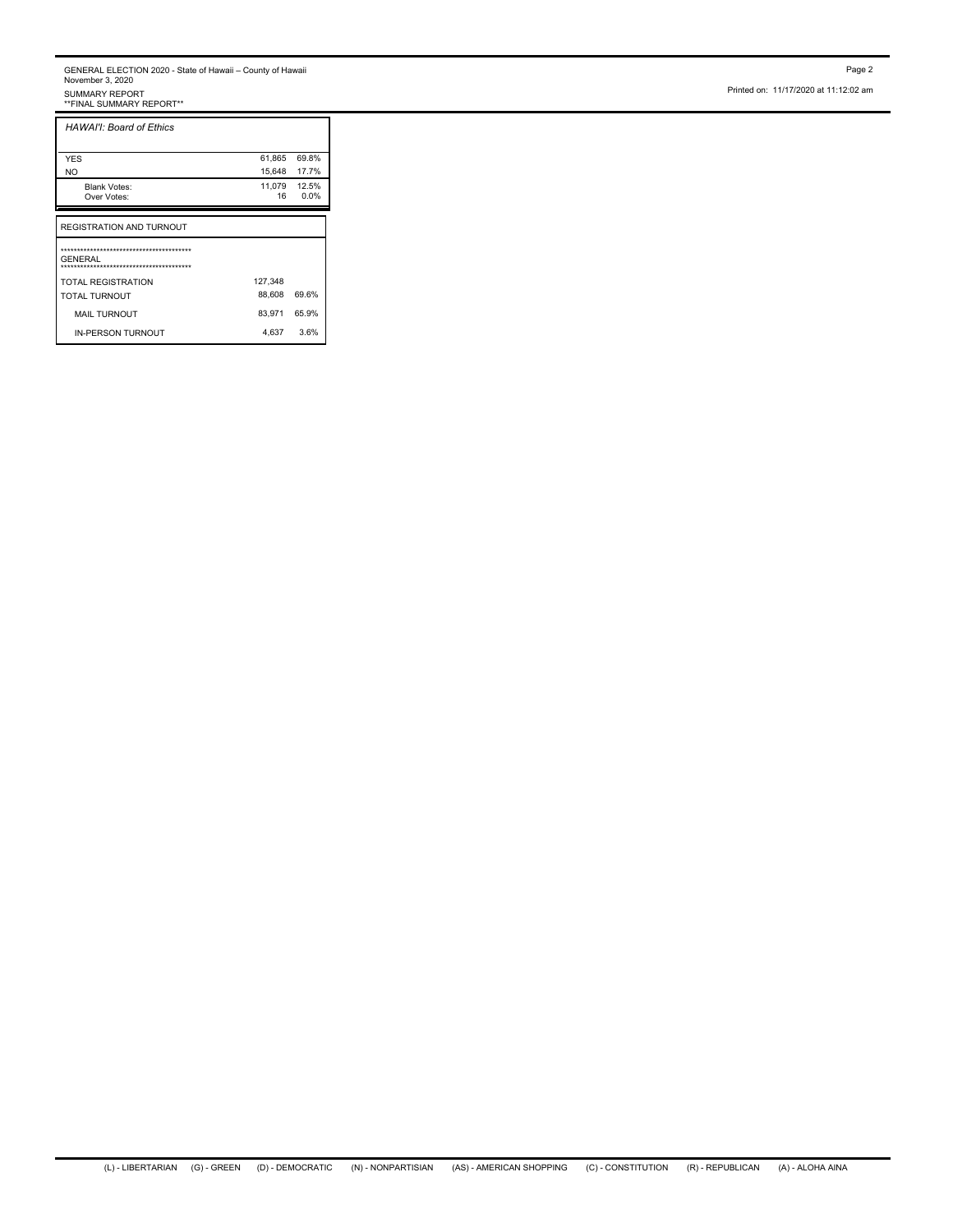*HAWAI'I: Board of Ethics*

| | | |
|---|---|---|
| YES | 61,865 | 69.8% |
| NO | 15,648 | 17.7% |
| Blank Votes: | 11,079 | 12.5% |
| Over Votes: | 16 | 0.0% |

REGISTRATION AND TURNOUT

****************************************
GENERAL
****************************************

| | | |
|---|---|---|
| TOTAL REGISTRATION | 127,348 | |
| TOTAL TURNOUT | 88,608 | 69.6% |
| MAIL TURNOUT | 83,971 | 65.9% |
| IN-PERSON TURNOUT | 4,637 | 3.6% |

(L) - LIBERTARIAN (G) - GREEN (D) - DEMOCRATIC (N) - NONPARTISIAN (AS) - AMERICAN SHOPPING (C) - CONSTITUTION (R) - REPUBLICAN (A) - ALOHA AINA